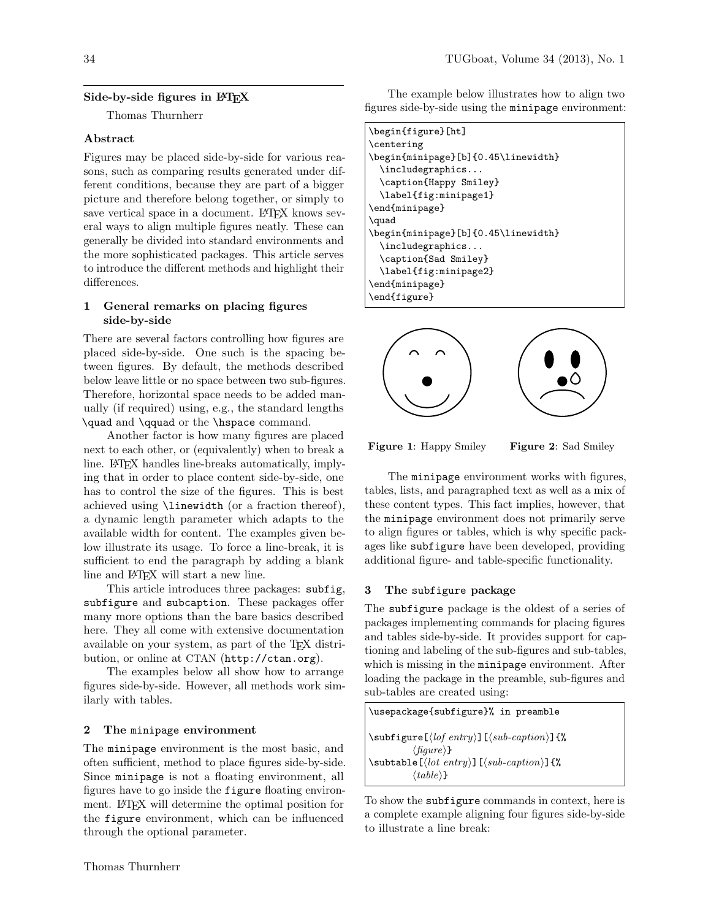## Side-by-side figures in LaTeX

Thomas Thurnherr

### Abstract

Figures may be placed side-by-side for various reasons, such as comparing results generated under different conditions, because they are part of a bigger picture and therefore belong together, or simply to save vertical space in a document. LaTeX knows several ways to align multiple figures neatly. These can generally be divided into standard environments and the more sophisticated packages. This article serves to introduce the different methods and highlight their differences.

### 1 General remarks on placing figures side-by-side

There are several factors controlling how figures are placed side-by-side. One such is the spacing between figures. By default, the methods described below leave little or no space between two sub-figures. Therefore, horizontal space needs to be added manually (if required) using, e.g., the standard lengths `\quad` and `\qquad` or the `\hspace` command.

Another factor is how many figures are placed next to each other, or (equivalently) when to break a line. LaTeX handles line-breaks automatically, implying that in order to place content side-by-side, one has to control the size of the figures. This is best achieved using `\linewidth` (or a fraction thereof), a dynamic length parameter which adapts to the available width for content. The examples given below illustrate its usage. To force a line-break, it is sufficient to end the paragraph by adding a blank line and LaTeX will start a new line.

This article introduces three packages: `subfig`, `subfigure` and `subcaption`. These packages offer many more options than the bare basics described here. They all come with extensive documentation available on your system, as part of the TeX distribution, or online at CTAN (`http://ctan.org`).

The examples below all show how to arrange figures side-by-side. However, all methods work similarly with tables.

### 2 The `minipage` environment

The `minipage` environment is the most basic, and often sufficient, method to place figures side-by-side. Since `minipage` is not a floating environment, all figures have to go inside the `figure` floating environment. LaTeX will determine the optimal position for the `figure` environment, which can be influenced through the optional parameter.

The example below illustrates how to align two figures side-by-side using the `minipage` environment:

```
\begin{figure}[ht]
\centering
\begin{minipage}[b]{0.45\linewidth}
  \includegraphics...
  \caption{Happy Smiley}
  \label{fig:minipage1}
\end{minipage}
\quad
\begin{minipage}[b]{0.45\linewidth}
  \includegraphics...
  \caption{Sad Smiley}
  \label{fig:minipage2}
\end{minipage}
\end{figure}
```

**Figure 1**: Happy Smiley  **Figure 2**: Sad Smiley

The `minipage` environment works with figures, tables, lists, and paragraphed text as well as a mix of these content types. This fact implies, however, that the `minipage` environment does not primarily serve to align figures or tables, which is why specific packages like `subfigure` have been developed, providing additional figure- and table-specific functionality.

### 3 The `subfigure` package

The `subfigure` package is the oldest of a series of packages implementing commands for placing figures and tables side-by-side. It provides support for captioning and labeling of the sub-figures and sub-tables, which is missing in the `minipage` environment. After loading the package in the preamble, sub-figures and sub-tables are created using:

```
\usepackage{subfigure}% in preamble

\subfigure[⟨lof entry⟩][⟨sub-caption⟩]{%
        ⟨figure⟩}
\subtable[⟨lot entry⟩][⟨sub-caption⟩]{%
        ⟨table⟩}
```

To show the `subfigure` commands in context, here is a complete example aligning four figures side-by-side to illustrate a line break: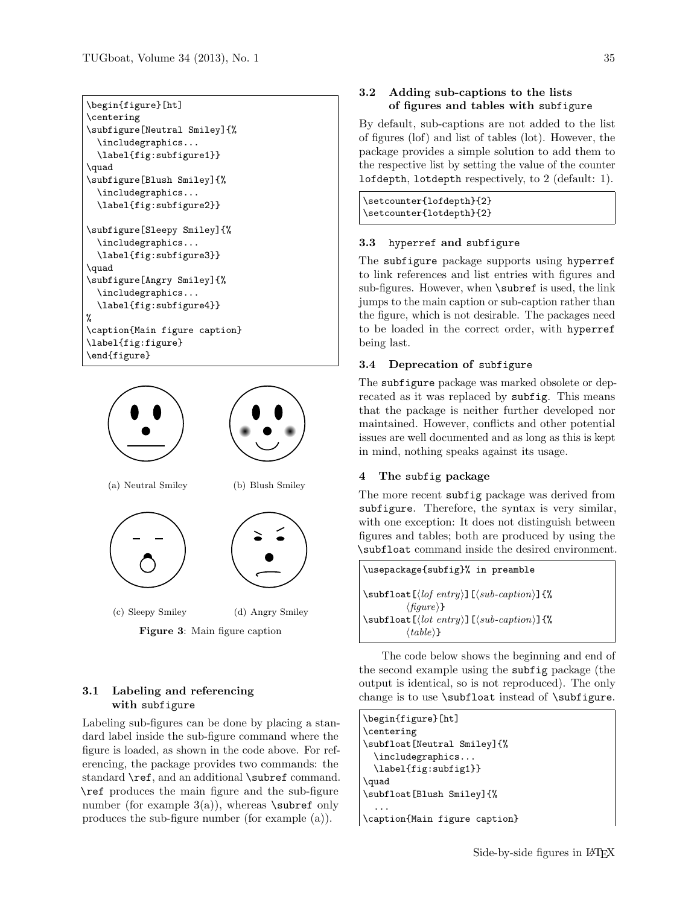```
\begin{figure}[ht]
\centering
\subfigure[Neutral Smiley]{%
  \includegraphics...
  \label{fig:subfigure1}}
\quad
\subfigure[Blush Smiley]{%
  \includegraphics...
  \label{fig:subfigure2}}

\subfigure[Sleepy Smiley]{%
  \includegraphics...
  \label{fig:subfigure3}}
\quad
\subfigure[Angry Smiley]{%
  \includegraphics...
  \label{fig:subfigure4}}
%
\caption{Main figure caption}
\label{fig:figure}
\end{figure}
```

(a) Neutral Smiley (b) Blush Smiley

(c) Sleepy Smiley (d) Angry Smiley

**Figure 3**: Main figure caption

### 3.1 Labeling and referencing with subfigure

Labeling sub-figures can be done by placing a standard label inside the sub-figure command where the figure is loaded, as shown in the code above. For referencing, the package provides two commands: the standard `\ref`, and an additional `\subref` command. `\ref` produces the main figure and the sub-figure number (for example 3(a)), whereas `\subref` only produces the sub-figure number (for example (a)).

### 3.2 Adding sub-captions to the lists of figures and tables with subfigure

By default, sub-captions are not added to the list of figures (lof) and list of tables (lot). However, the package provides a simple solution to add them to the respective list by setting the value of the counter `lofdepth`, `lotdepth` respectively, to 2 (default: 1).

```
\setcounter{lofdepth}{2}
\setcounter{lotdepth}{2}
```

### 3.3 hyperref and subfigure

The `subfigure` package supports using `hyperref` to link references and list entries with figures and sub-figures. However, when `\subref` is used, the link jumps to the main caption or sub-caption rather than the figure, which is not desirable. The packages need to be loaded in the correct order, with `hyperref` being last.

### 3.4 Deprecation of subfigure

The `subfigure` package was marked obsolete or deprecated as it was replaced by `subfig`. This means that the package is neither further developed nor maintained. However, conflicts and other potential issues are well documented and as long as this is kept in mind, nothing speaks against its usage.

## 4 The subfig package

The more recent `subfig` package was derived from `subfigure`. Therefore, the syntax is very similar, with one exception: It does not distinguish between figures and tables; both are produced by using the `\subfloat` command inside the desired environment.

```
\usepackage{subfig}% in preamble

\subfloat[⟨lof entry⟩][⟨sub-caption⟩]{%
        ⟨figure⟩}
\subfloat[⟨lot entry⟩][⟨sub-caption⟩]{%
        ⟨table⟩}
```

The code below shows the beginning and end of the second example using the `subfig` package (the output is identical, so is not reproduced). The only change is to use `\subfloat` instead of `\subfigure`.

```
\begin{figure}[ht]
\centering
\subfloat[Neutral Smiley]{%
  \includegraphics...
  \label{fig:subfig1}}
\quad
\subfloat[Blush Smiley]{%
  ...
\caption{Main figure caption}
```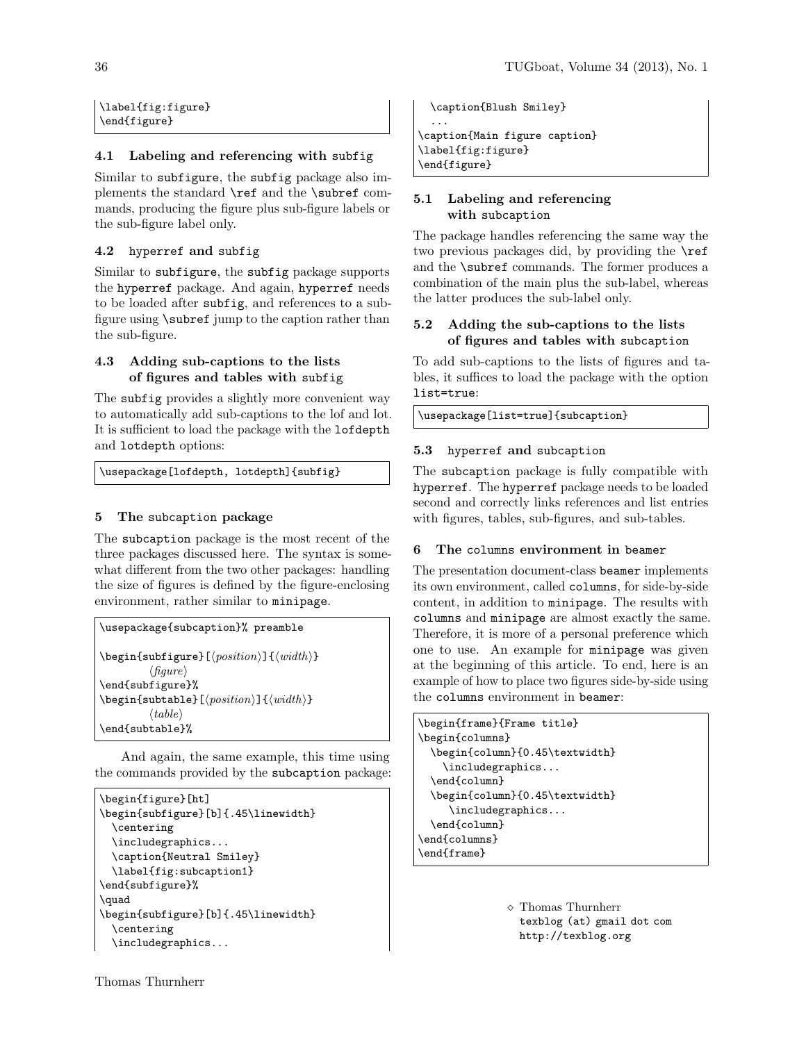```
\label{fig:figure}
\end{figure}
```

### 4.1 Labeling and referencing with subfig

Similar to subfigure, the subfig package also implements the standard \ref and the \subref commands, producing the figure plus sub-figure labels or the sub-figure label only.

### 4.2 hyperref and subfig

Similar to subfigure, the subfig package supports the hyperref package. And again, hyperref needs to be loaded after subfig, and references to a subfigure using \subref jump to the caption rather than the sub-figure.

### 4.3 Adding sub-captions to the lists of figures and tables with subfig

The subfig provides a slightly more convenient way to automatically add sub-captions to the lof and lot. It is sufficient to load the package with the lofdepth and lotdepth options:

```
\usepackage[lofdepth, lotdepth]{subfig}
```

## 5 The subcaption package

The subcaption package is the most recent of the three packages discussed here. The syntax is somewhat different from the two other packages: handling the size of figures is defined by the figure-enclosing environment, rather similar to minipage.

```
\usepackage{subcaption}% preamble

\begin{subfigure}[⟨position⟩]{⟨width⟩}
        ⟨figure⟩
\end{subfigure}%
\begin{subtable}[⟨position⟩]{⟨width⟩}
        ⟨table⟩
\end{subtable}%
```

And again, the same example, this time using the commands provided by the subcaption package:

```
\begin{figure}[ht]
\begin{subfigure}[b]{.45\linewidth}
  \centering
  \includegraphics...
  \caption{Neutral Smiley}
  \label{fig:subcaption1}
\end{subfigure}%
\quad
\begin{subfigure}[b]{.45\linewidth}
  \centering
  \includegraphics...
  \caption{Blush Smiley}
  ...
\caption{Main figure caption}
\label{fig:figure}
\end{figure}
```

### 5.1 Labeling and referencing with subcaption

The package handles referencing the same way the two previous packages did, by providing the \ref and the \subref commands. The former produces a combination of the main plus the sub-label, whereas the latter produces the sub-label only.

### 5.2 Adding the sub-captions to the lists of figures and tables with subcaption

To add sub-captions to the lists of figures and tables, it suffices to load the package with the option list=true:

```
\usepackage[list=true]{subcaption}
```

### 5.3 hyperref and subcaption

The subcaption package is fully compatible with hyperref. The hyperref package needs to be loaded second and correctly links references and list entries with figures, tables, sub-figures, and sub-tables.

## 6 The columns environment in beamer

The presentation document-class beamer implements its own environment, called columns, for side-by-side content, in addition to minipage. The results with columns and minipage are almost exactly the same. Therefore, it is more of a personal preference which one to use. An example for minipage was given at the beginning of this article. To end, here is an example of how to place two figures side-by-side using the columns environment in beamer:

```
\begin{frame}{Frame title}
\begin{columns}
  \begin{column}{0.45\textwidth}
    \includegraphics...
  \end{column}
  \begin{column}{0.45\textwidth}
     \includegraphics...
  \end{column}
\end{columns}
\end{frame}
```

◇ Thomas Thurnherr
texblog (at) gmail dot com
http://texblog.org